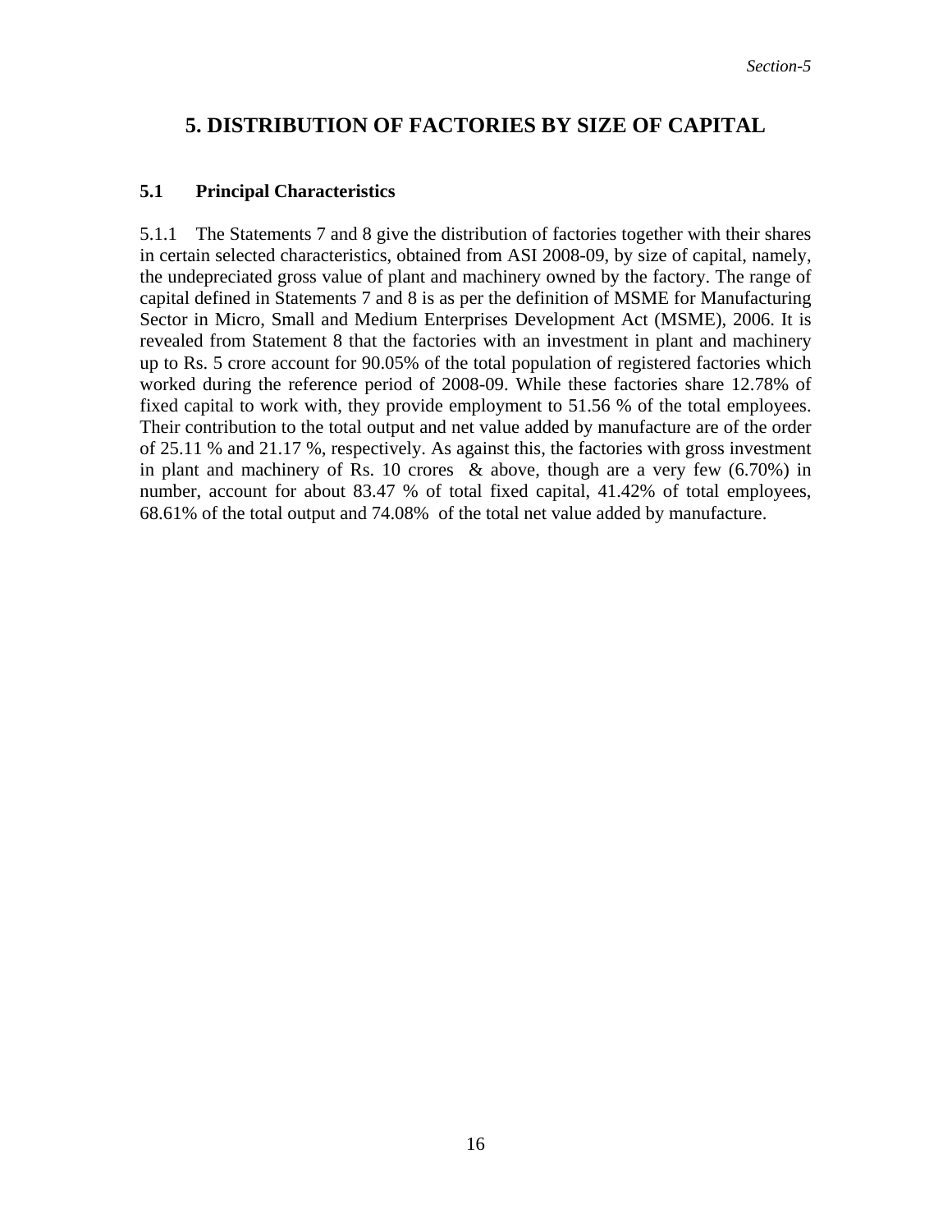# 5. DISTRIBUTION OF FACTORIES BY SIZE OF CAPITAL

## 5.1 Principal Characteristics

5.1.1 The Statements 7 and 8 give the distribution of factories together with their shares in certain selected characteristics, obtained from ASI 2008-09, by size of capital, namely, the undepreciated gross value of plant and machinery owned by the factory. The range of capital defined in Statements 7 and 8 is as per the definition of MSME for Manufacturing Sector in Micro, Small and Medium Enterprises Development Act (MSME), 2006. It is revealed from Statement 8 that the factories with an investment in plant and machinery up to Rs. 5 crore account for 90.05% of the total population of registered factories which worked during the reference period of 2008-09. While these factories share 12.78% of fixed capital to work with, they provide employment to 51.56 % of the total employees. Their contribution to the total output and net value added by manufacture are of the order of 25.11 % and 21.17 %, respectively. As against this, the factories with gross investment in plant and machinery of Rs. 10 crores & above, though are a very few (6.70%) in number, account for about 83.47 % of total fixed capital, 41.42% of total employees, 68.61% of the total output and 74.08% of the total net value added by manufacture.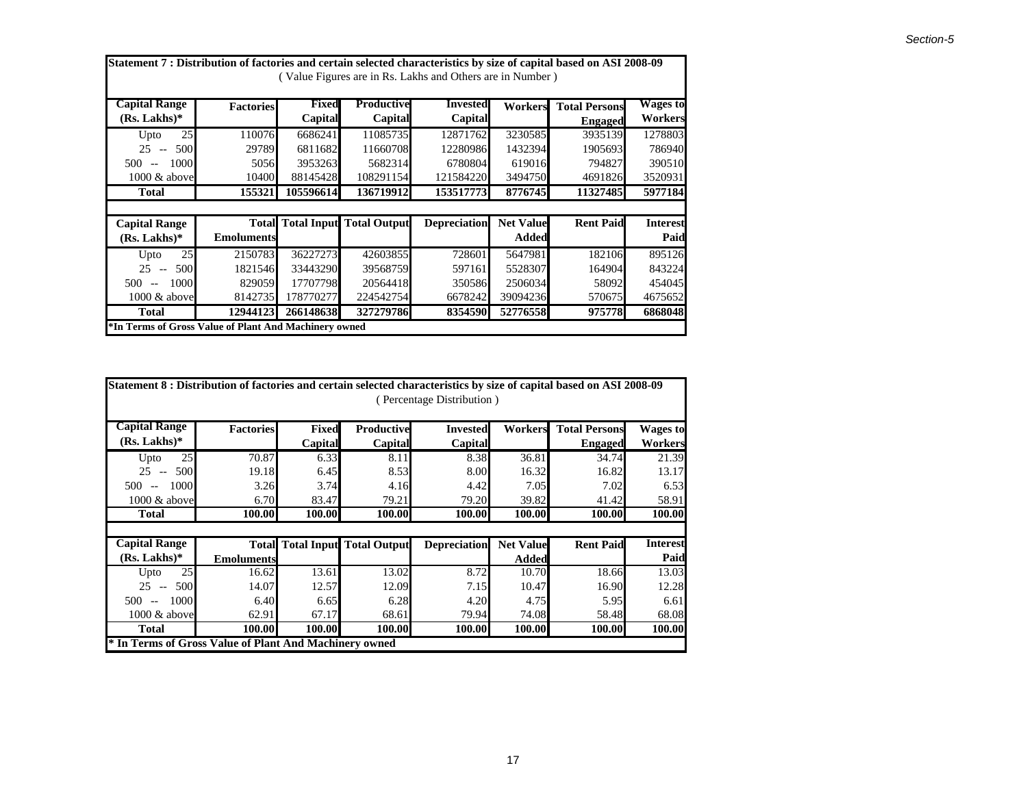**Statement 7 : Distribution of factories and certain selected characteristics by size of capital based on ASI 2008-09**

( Value Figures are in Rs. Lakhs and Others are in Number )

| Capital Range (Rs. Lakhs)* | Factories | Fixed Capital | Productive Capital | Invested Capital | Workers | Total Persons Engaged | Wages to Workers |
|---|---|---|---|---|---|---|---|
| Upto 25 | 110076 | 6686241 | 11085735 | 12871762 | 3230585 | 3935139 | 1278803 |
| 25 -- 500 | 29789 | 6811682 | 11660708 | 12280986 | 1432394 | 1905693 | 786940 |
| 500 -- 1000 | 5056 | 3953263 | 5682314 | 6780804 | 619016 | 794827 | 390510 |
| 1000 & above | 10400 | 88145428 | 108291154 | 121584220 | 3494750 | 4691826 | 3520931 |
| **Total** | **155321** | **105596614** | **136719912** | **153517773** | **8776745** | **11327485** | **5977184** |

| Capital Range (Rs. Lakhs)* | Total Emoluments | Total Input | Total Output | Depreciation | Net Value Added | Rent Paid | Interest Paid |
|---|---|---|---|---|---|---|---|
| Upto 25 | 2150783 | 36227273 | 42603855 | 728601 | 5647981 | 182106 | 895126 |
| 25 -- 500 | 1821546 | 33443290 | 39568759 | 597161 | 5528307 | 164904 | 843224 |
| 500 -- 1000 | 829059 | 17707798 | 20564418 | 350586 | 2506034 | 58092 | 454045 |
| 1000 & above | 8142735 | 178770277 | 224542754 | 6678242 | 39094236 | 570675 | 4675652 |
| **Total** | **12944123** | **266148638** | **327279786** | **8354590** | **52776558** | **975778** | **6868048** |

***In Terms of Gross Value of Plant And Machinery owned**

**Statement 8 : Distribution of factories and certain selected characteristics by size of capital based on ASI 2008-09**

( Percentage Distribution )

| Capital Range (Rs. Lakhs)* | Factories | Fixed Capital | Productive Capital | Invested Capital | Workers | Total Persons Engaged | Wages to Workers |
|---|---|---|---|---|---|---|---|
| Upto 25 | 70.87 | 6.33 | 8.11 | 8.38 | 36.81 | 34.74 | 21.39 |
| 25 -- 500 | 19.18 | 6.45 | 8.53 | 8.00 | 16.32 | 16.82 | 13.17 |
| 500 -- 1000 | 3.26 | 3.74 | 4.16 | 4.42 | 7.05 | 7.02 | 6.53 |
| 1000 & above | 6.70 | 83.47 | 79.21 | 79.20 | 39.82 | 41.42 | 58.91 |
| **Total** | **100.00** | **100.00** | **100.00** | **100.00** | **100.00** | **100.00** | **100.00** |

| Capital Range (Rs. Lakhs)* | Total Emoluments | Total Input | Total Output | Depreciation | Net Value Added | Rent Paid | Interest Paid |
|---|---|---|---|---|---|---|---|
| Upto 25 | 16.62 | 13.61 | 13.02 | 8.72 | 10.70 | 18.66 | 13.03 |
| 25 -- 500 | 14.07 | 12.57 | 12.09 | 7.15 | 10.47 | 16.90 | 12.28 |
| 500 -- 1000 | 6.40 | 6.65 | 6.28 | 4.20 | 4.75 | 5.95 | 6.61 |
| 1000 & above | 62.91 | 67.17 | 68.61 | 79.94 | 74.08 | 58.48 | 68.08 |
| **Total** | **100.00** | **100.00** | **100.00** | **100.00** | **100.00** | **100.00** | **100.00** |

*** In Terms of Gross Value of Plant And Machinery owned**